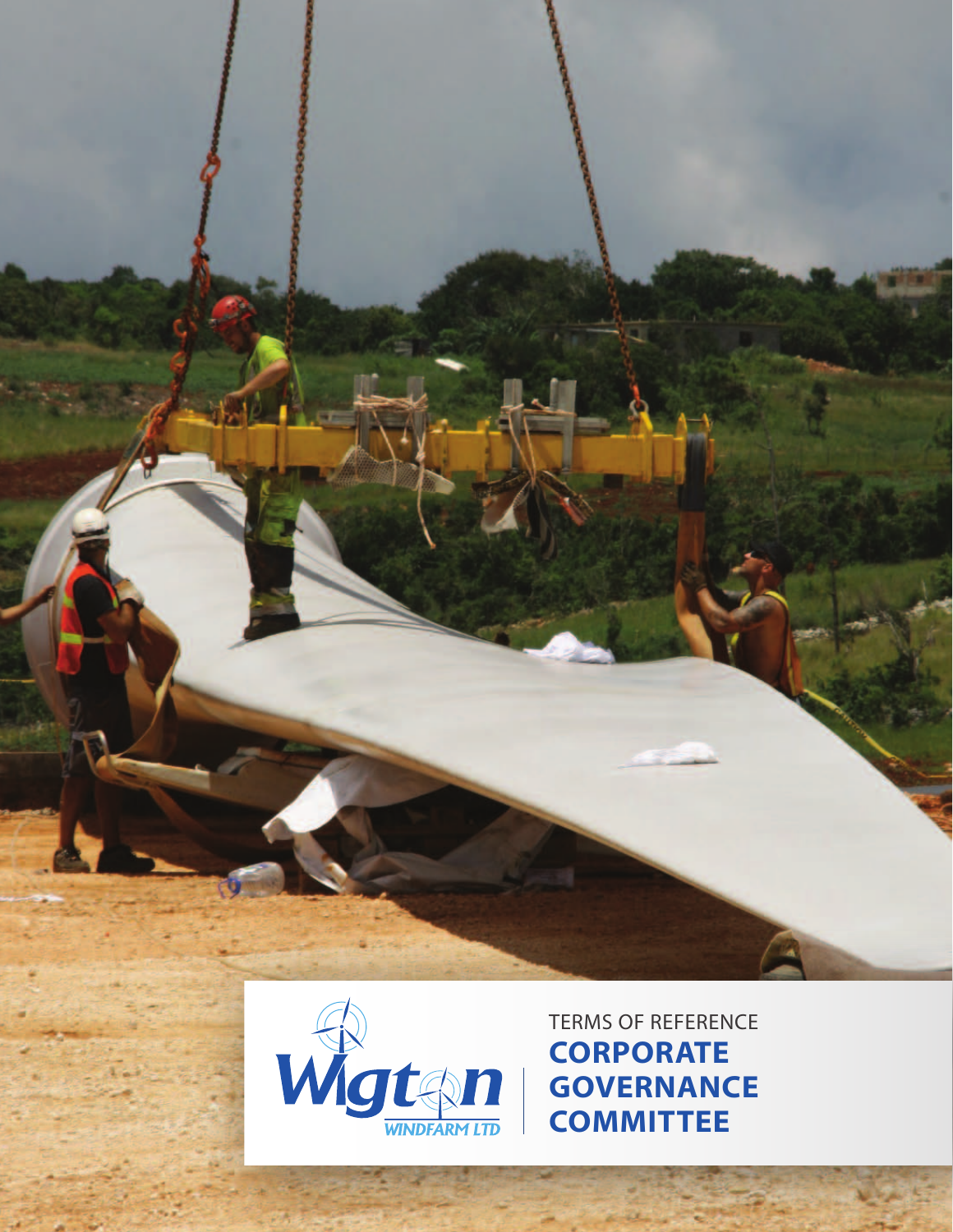Wigton WINDFARM LTD

TERMS OF REFERENCE

# CORPORATE GOVERNANCE COMMITTEE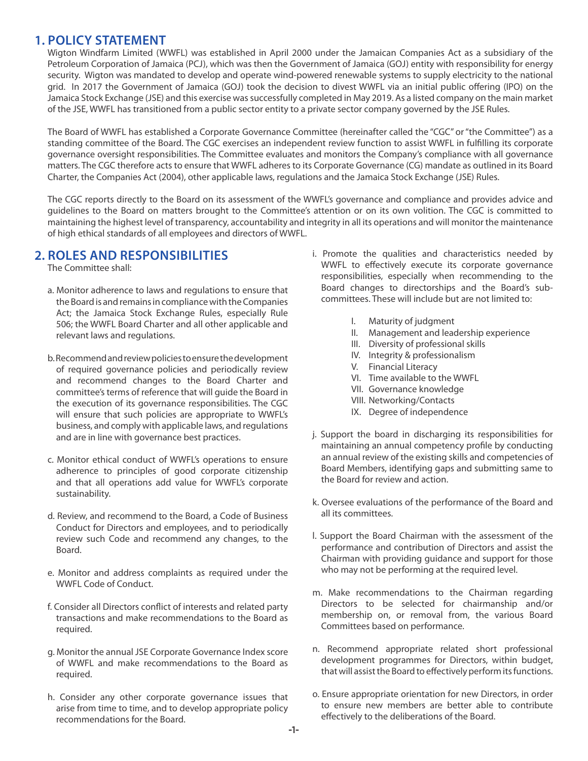## 1. POLICY STATEMENT

Wigton Windfarm Limited (WWFL) was established in April 2000 under the Jamaican Companies Act as a subsidiary of the Petroleum Corporation of Jamaica (PCJ), which was then the Government of Jamaica (GOJ) entity with responsibility for energy security. Wigton was mandated to develop and operate wind-powered renewable systems to supply electricity to the national grid. In 2017 the Government of Jamaica (GOJ) took the decision to divest WWFL via an initial public offering (IPO) on the Jamaica Stock Exchange (JSE) and this exercise was successfully completed in May 2019. As a listed company on the main market of the JSE, WWFL has transitioned from a public sector entity to a private sector company governed by the JSE Rules.

The Board of WWFL has established a Corporate Governance Committee (hereinafter called the "CGC" or "the Committee") as a standing committee of the Board. The CGC exercises an independent review function to assist WWFL in fulfilling its corporate governance oversight responsibilities. The Committee evaluates and monitors the Company's compliance with all governance matters. The CGC therefore acts to ensure that WWFL adheres to its Corporate Governance (CG) mandate as outlined in its Board Charter, the Companies Act (2004), other applicable laws, regulations and the Jamaica Stock Exchange (JSE) Rules.

The CGC reports directly to the Board on its assessment of the WWFL's governance and compliance and provides advice and guidelines to the Board on matters brought to the Committee's attention or on its own volition. The CGC is committed to maintaining the highest level of transparency, accountability and integrity in all its operations and will monitor the maintenance of high ethical standards of all employees and directors of WWFL.

## 2. ROLES AND RESPONSIBILITIES

The Committee shall:

a. Monitor adherence to laws and regulations to ensure that the Board is and remains in compliance with the Companies Act; the Jamaica Stock Exchange Rules, especially Rule 506; the WWFL Board Charter and all other applicable and relevant laws and regulations.

b. Recommend and review policies to ensure the development of required governance policies and periodically review and recommend changes to the Board Charter and committee's terms of reference that will guide the Board in the execution of its governance responsibilities. The CGC will ensure that such policies are appropriate to WWFL's business, and comply with applicable laws, and regulations and are in line with governance best practices.

c. Monitor ethical conduct of WWFL's operations to ensure adherence to principles of good corporate citizenship and that all operations add value for WWFL's corporate sustainability.

d. Review, and recommend to the Board, a Code of Business Conduct for Directors and employees, and to periodically review such Code and recommend any changes, to the Board.

e. Monitor and address complaints as required under the WWFL Code of Conduct.

f. Consider all Directors conflict of interests and related party transactions and make recommendations to the Board as required.

g. Monitor the annual JSE Corporate Governance Index score of WWFL and make recommendations to the Board as required.

h. Consider any other corporate governance issues that arise from time to time, and to develop appropriate policy recommendations for the Board.

i. Promote the qualities and characteristics needed by WWFL to effectively execute its corporate governance responsibilities, especially when recommending to the Board changes to directorships and the Board's sub-committees. These will include but are not limited to:

   I. Maturity of judgment
   II. Management and leadership experience
   III. Diversity of professional skills
   IV. Integrity & professionalism
   V. Financial Literacy
   VI. Time available to the WWFL
   VII. Governance knowledge
   VIII. Networking/Contacts
   IX. Degree of independence

j. Support the board in discharging its responsibilities for maintaining an annual competency profile by conducting an annual review of the existing skills and competencies of Board Members, identifying gaps and submitting same to the Board for review and action.

k. Oversee evaluations of the performance of the Board and all its committees.

l. Support the Board Chairman with the assessment of the performance and contribution of Directors and assist the Chairman with providing guidance and support for those who may not be performing at the required level.

m. Make recommendations to the Chairman regarding Directors to be selected for chairmanship and/or membership on, or removal from, the various Board Committees based on performance.

n. Recommend appropriate related short professional development programmes for Directors, within budget, that will assist the Board to effectively perform its functions.

o. Ensure appropriate orientation for new Directors, in order to ensure new members are better able to contribute effectively to the deliberations of the Board.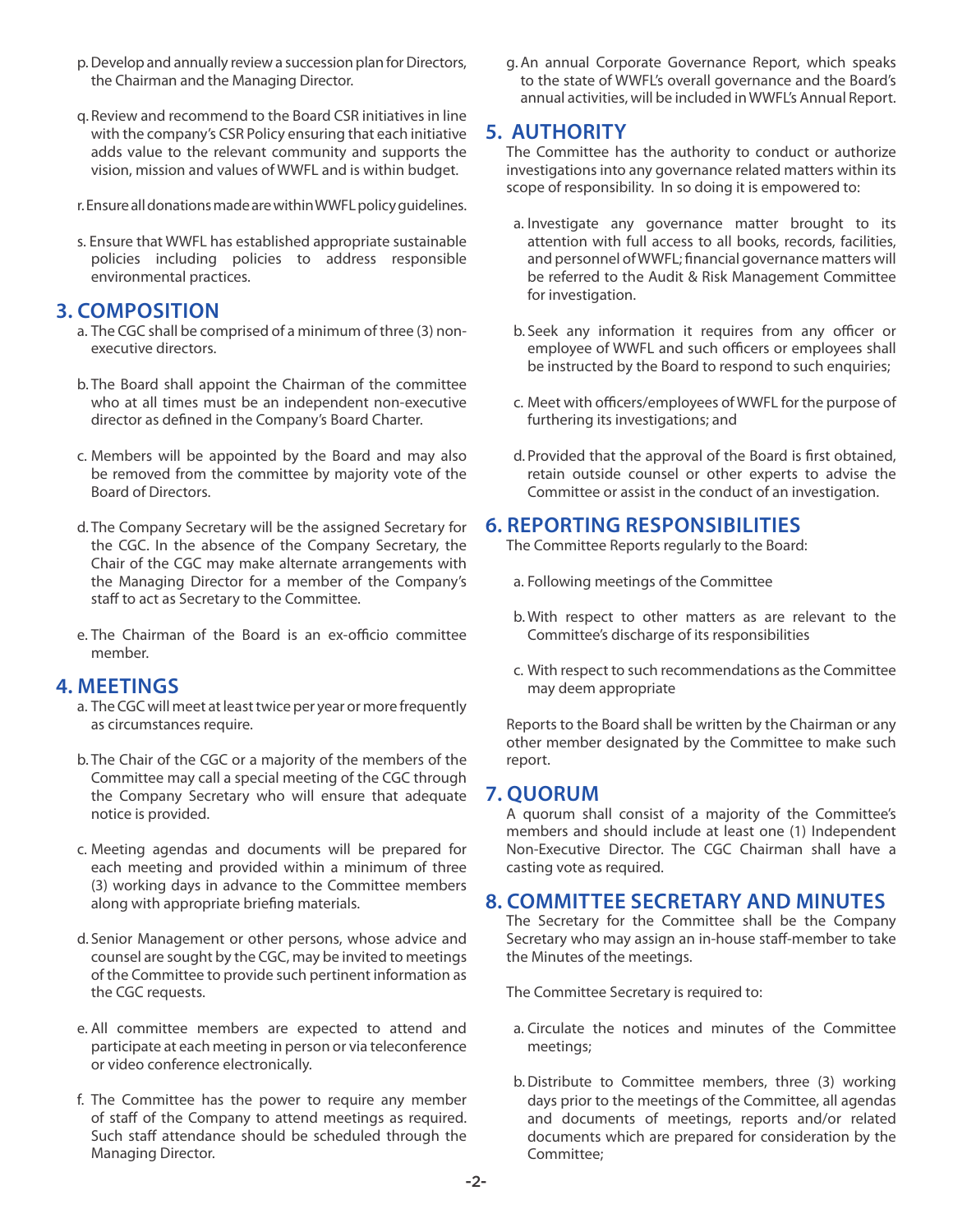p. Develop and annually review a succession plan for Directors, the Chairman and the Managing Director.

q. Review and recommend to the Board CSR initiatives in line with the company's CSR Policy ensuring that each initiative adds value to the relevant community and supports the vision, mission and values of WWFL and is within budget.

r. Ensure all donations made are within WWFL policy guidelines.

s. Ensure that WWFL has established appropriate sustainable policies including policies to address responsible environmental practices.

## 3. COMPOSITION

a. The CGC shall be comprised of a minimum of three (3) non-executive directors.

b. The Board shall appoint the Chairman of the committee who at all times must be an independent non-executive director as defined in the Company's Board Charter.

c. Members will be appointed by the Board and may also be removed from the committee by majority vote of the Board of Directors.

d. The Company Secretary will be the assigned Secretary for the CGC. In the absence of the Company Secretary, the Chair of the CGC may make alternate arrangements with the Managing Director for a member of the Company's staff to act as Secretary to the Committee.

e. The Chairman of the Board is an ex-officio committee member.

## 4. MEETINGS

a. The CGC will meet at least twice per year or more frequently as circumstances require.

b. The Chair of the CGC or a majority of the members of the Committee may call a special meeting of the CGC through the Company Secretary who will ensure that adequate notice is provided.

c. Meeting agendas and documents will be prepared for each meeting and provided within a minimum of three (3) working days in advance to the Committee members along with appropriate briefing materials.

d. Senior Management or other persons, whose advice and counsel are sought by the CGC, may be invited to meetings of the Committee to provide such pertinent information as the CGC requests.

e. All committee members are expected to attend and participate at each meeting in person or via teleconference or video conference electronically.

f. The Committee has the power to require any member of staff of the Company to attend meetings as required. Such staff attendance should be scheduled through the Managing Director.

g. An annual Corporate Governance Report, which speaks to the state of WWFL's overall governance and the Board's annual activities, will be included in WWFL's Annual Report.

## 5. AUTHORITY

The Committee has the authority to conduct or authorize investigations into any governance related matters within its scope of responsibility. In so doing it is empowered to:

a. Investigate any governance matter brought to its attention with full access to all books, records, facilities, and personnel of WWFL; financial governance matters will be referred to the Audit & Risk Management Committee for investigation.

b. Seek any information it requires from any officer or employee of WWFL and such officers or employees shall be instructed by the Board to respond to such enquiries;

c. Meet with officers/employees of WWFL for the purpose of furthering its investigations; and

d. Provided that the approval of the Board is first obtained, retain outside counsel or other experts to advise the Committee or assist in the conduct of an investigation.

## 6. REPORTING RESPONSIBILITIES

The Committee Reports regularly to the Board:

a. Following meetings of the Committee

b. With respect to other matters as are relevant to the Committee's discharge of its responsibilities

c. With respect to such recommendations as the Committee may deem appropriate

Reports to the Board shall be written by the Chairman or any other member designated by the Committee to make such report.

## 7. QUORUM

A quorum shall consist of a majority of the Committee's members and should include at least one (1) Independent Non-Executive Director. The CGC Chairman shall have a casting vote as required.

## 8. COMMITTEE SECRETARY AND MINUTES

The Secretary for the Committee shall be the Company Secretary who may assign an in-house staff-member to take the Minutes of the meetings.

The Committee Secretary is required to:

a. Circulate the notices and minutes of the Committee meetings;

b. Distribute to Committee members, three (3) working days prior to the meetings of the Committee, all agendas and documents of meetings, reports and/or related documents which are prepared for consideration by the Committee;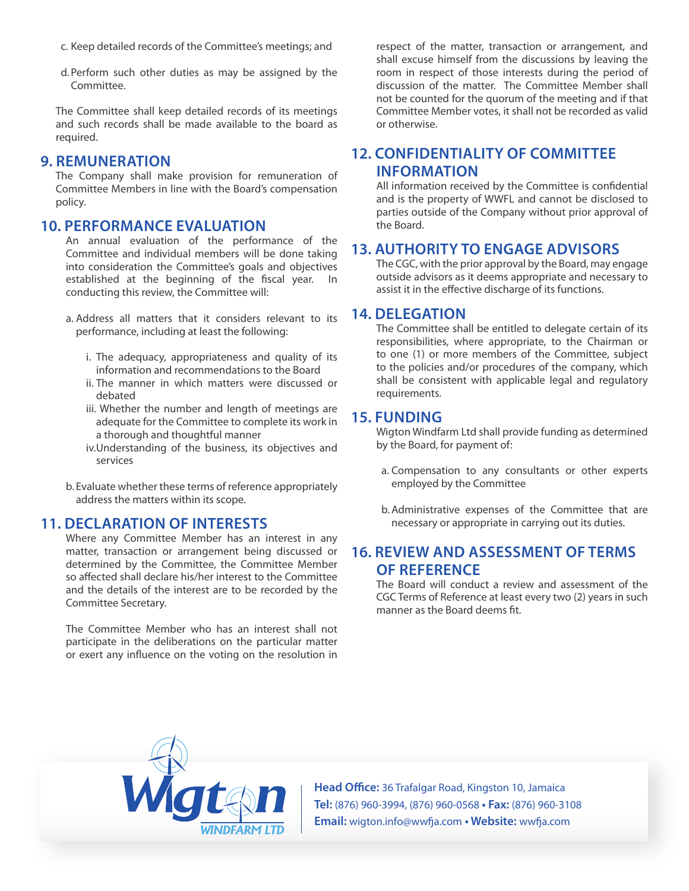c. Keep detailed records of the Committee's meetings; and

d. Perform such other duties as may be assigned by the Committee.

The Committee shall keep detailed records of its meetings and such records shall be made available to the board as required.

## 9. REMUNERATION

The Company shall make provision for remuneration of Committee Members in line with the Board's compensation policy.

## 10. PERFORMANCE EVALUATION

An annual evaluation of the performance of the Committee and individual members will be done taking into consideration the Committee's goals and objectives established at the beginning of the fiscal year. In conducting this review, the Committee will:

a. Address all matters that it considers relevant to its performance, including at least the following:

   i. The adequacy, appropriateness and quality of its information and recommendations to the Board
   ii. The manner in which matters were discussed or debated
   iii. Whether the number and length of meetings are adequate for the Committee to complete its work in a thorough and thoughtful manner
   iv. Understanding of the business, its objectives and services

b. Evaluate whether these terms of reference appropriately address the matters within its scope.

## 11. DECLARATION OF INTERESTS

Where any Committee Member has an interest in any matter, transaction or arrangement being discussed or determined by the Committee, the Committee Member so affected shall declare his/her interest to the Committee and the details of the interest are to be recorded by the Committee Secretary.

The Committee Member who has an interest shall not participate in the deliberations on the particular matter or exert any influence on the voting on the resolution in respect of the matter, transaction or arrangement, and shall excuse himself from the discussions by leaving the room in respect of those interests during the period of discussion of the matter. The Committee Member shall not be counted for the quorum of the meeting and if that Committee Member votes, it shall not be recorded as valid or otherwise.

## 12. CONFIDENTIALITY OF COMMITTEE INFORMATION

All information received by the Committee is confidential and is the property of WWFL and cannot be disclosed to parties outside of the Company without prior approval of the Board.

## 13. AUTHORITY TO ENGAGE ADVISORS

The CGC, with the prior approval by the Board, may engage outside advisors as it deems appropriate and necessary to assist it in the effective discharge of its functions.

## 14. DELEGATION

The Committee shall be entitled to delegate certain of its responsibilities, where appropriate, to the Chairman or to one (1) or more members of the Committee, subject to the policies and/or procedures of the company, which shall be consistent with applicable legal and regulatory requirements.

## 15. FUNDING

Wigton Windfarm Ltd shall provide funding as determined by the Board, for payment of:

a. Compensation to any consultants or other experts employed by the Committee

b. Administrative expenses of the Committee that are necessary or appropriate in carrying out its duties.

## 16. REVIEW AND ASSESSMENT OF TERMS OF REFERENCE

The Board will conduct a review and assessment of the CGC Terms of Reference at least every two (2) years in such manner as the Board deems fit.

Wigton WINDFARM LTD

**Head Office:** 36 Trafalgar Road, Kingston 10, Jamaica
**Tel:** (876) 960-3994, (876) 960-0568 • **Fax:** (876) 960-3108
**Email:** wigton.info@wwfja.com • **Website:** wwfja.com